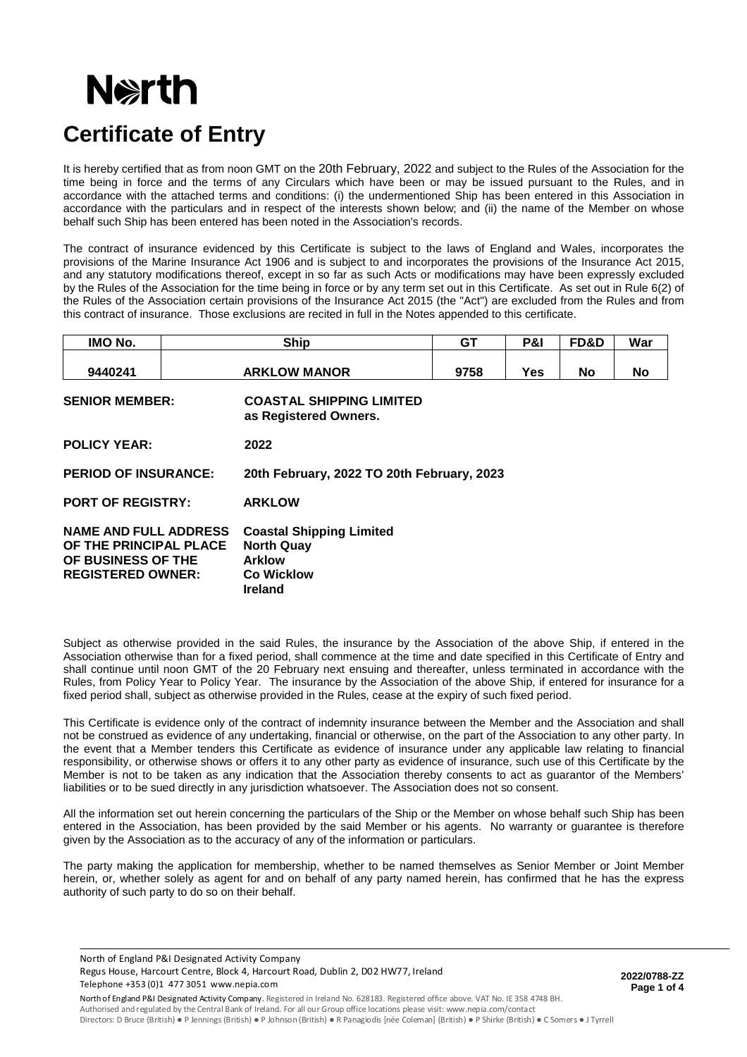# North

# Certificate of Entry

It is hereby certified that as from noon GMT on the 20th February, 2022 and subject to the Rules of the Association for the time being in force and the terms of any Circulars which have been or may be issued pursuant to the Rules, and in accordance with the attached terms and conditions: (i) the undermentioned Ship has been entered in this Association in accordance with the particulars and in respect of the interests shown below; and (ii) the name of the Member on whose behalf such Ship has been entered has been noted in the Association's records.

The contract of insurance evidenced by this Certificate is subject to the laws of England and Wales, incorporates the provisions of the Marine Insurance Act 1906 and is subject to and incorporates the provisions of the Insurance Act 2015, and any statutory modifications thereof, except in so far as such Acts or modifications may have been expressly excluded by the Rules of the Association for the time being in force or by any term set out in this Certificate. As set out in Rule 6(2) of the Rules of the Association certain provisions of the Insurance Act 2015 (the "Act") are excluded from the Rules and from this contract of insurance. Those exclusions are recited in full in the Notes appended to this certificate.

| IMO No. | Ship | GT | P&I | FD&D | War |
|---|---|---|---|---|---|
| 9440241 | ARKLOW MANOR | 9758 | Yes | No | No |

**SENIOR MEMBER:** **COASTAL SHIPPING LIMITED as Registered Owners.**

**POLICY YEAR:** **2022**

**PERIOD OF INSURANCE:** **20th February, 2022 TO 20th February, 2023**

**PORT OF REGISTRY:** **ARKLOW**

**NAME AND FULL ADDRESS OF THE PRINCIPAL PLACE OF BUSINESS OF THE REGISTERED OWNER:**
**Coastal Shipping Limited**
**North Quay**
**Arklow**
**Co Wicklow**
**Ireland**

Subject as otherwise provided in the said Rules, the insurance by the Association of the above Ship, if entered in the Association otherwise than for a fixed period, shall commence at the time and date specified in this Certificate of Entry and shall continue until noon GMT of the 20 February next ensuing and thereafter, unless terminated in accordance with the Rules, from Policy Year to Policy Year. The insurance by the Association of the above Ship, if entered for insurance for a fixed period shall, subject as otherwise provided in the Rules, cease at the expiry of such fixed period.

This Certificate is evidence only of the contract of indemnity insurance between the Member and the Association and shall not be construed as evidence of any undertaking, financial or otherwise, on the part of the Association to any other party. In the event that a Member tenders this Certificate as evidence of insurance under any applicable law relating to financial responsibility, or otherwise shows or offers it to any other party as evidence of insurance, such use of this Certificate by the Member is not to be taken as any indication that the Association thereby consents to act as guarantor of the Members' liabilities or to be sued directly in any jurisdiction whatsoever. The Association does not so consent.

All the information set out herein concerning the particulars of the Ship or the Member on whose behalf such Ship has been entered in the Association, has been provided by the said Member or his agents. No warranty or guarantee is therefore given by the Association as to the accuracy of any of the information or particulars.

The party making the application for membership, whether to be named themselves as Senior Member or Joint Member herein, or, whether solely as agent for and on behalf of any party named herein, has confirmed that he has the express authority of such party to do so on their behalf.

North of England P&I Designated Activity Company
Regus House, Harcourt Centre, Block 4, Harcourt Road, Dublin 2, D02 HW77, Ireland
Telephone +353 (0)1 477 3051 www.nepia.com

**2022/0788-ZZ**

North of England P&I Designated Activity Company. Registered in Ireland No. 628183. Registered office above. VAT No. IE 358 4748 BH.
Authorised and regulated by the Central Bank of Ireland. For all our Group office locations please visit: www.nepia.com/contact
Directors: D Bruce (British) ● P Jennings (British) ● P Johnson (British) ● R Panagiodis [née Coleman] (British) ● P Shirke (British) ● C Somers ● J Tyrrell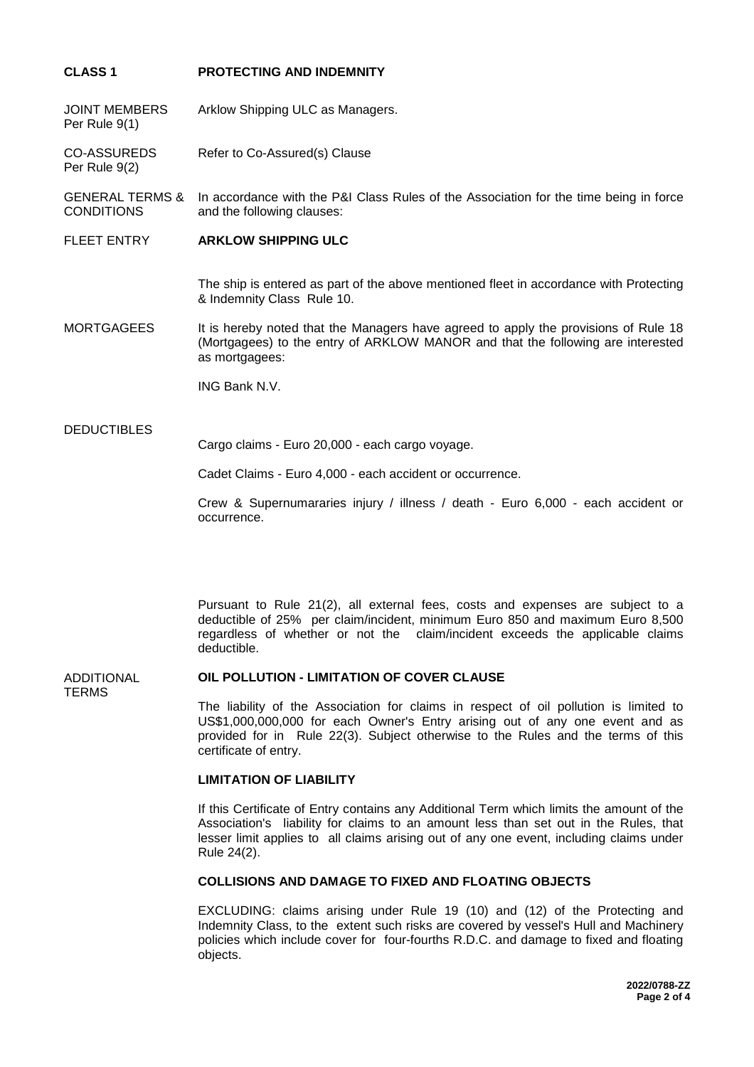## CLASS 1 PROTECTING AND INDEMNITY

| | |
|---|---|
| JOINT MEMBERS Per Rule 9(1) | Arklow Shipping ULC as Managers. |
| CO-ASSUREDS Per Rule 9(2) | Refer to Co-Assured(s) Clause |
| GENERAL TERMS & CONDITIONS | In accordance with the P&I Class Rules of the Association for the time being in force and the following clauses: |
| FLEET ENTRY | **ARKLOW SHIPPING ULC** |

The ship is entered as part of the above mentioned fleet in accordance with Protecting & Indemnity Class Rule 10.

MORTGAGEES

It is hereby noted that the Managers have agreed to apply the provisions of Rule 18 (Mortgagees) to the entry of ARKLOW MANOR and that the following are interested as mortgagees:

ING Bank N.V.

DEDUCTIBLES

Cargo claims - Euro 20,000 - each cargo voyage.

Cadet Claims - Euro 4,000 - each accident or occurrence.

Crew & Supernumararies injury / illness / death - Euro 6,000 - each accident or occurrence.

Pursuant to Rule 21(2), all external fees, costs and expenses are subject to a deductible of 25% per claim/incident, minimum Euro 850 and maximum Euro 8,500 regardless of whether or not the claim/incident exceeds the applicable claims deductible.

ADDITIONAL TERMS

**OIL POLLUTION - LIMITATION OF COVER CLAUSE**

The liability of the Association for claims in respect of oil pollution is limited to US$1,000,000,000 for each Owner's Entry arising out of any one event and as provided for in Rule 22(3). Subject otherwise to the Rules and the terms of this certificate of entry.

**LIMITATION OF LIABILITY**

If this Certificate of Entry contains any Additional Term which limits the amount of the Association's liability for claims to an amount less than set out in the Rules, that lesser limit applies to all claims arising out of any one event, including claims under Rule 24(2).

**COLLISIONS AND DAMAGE TO FIXED AND FLOATING OBJECTS**

EXCLUDING: claims arising under Rule 19 (10) and (12) of the Protecting and Indemnity Class, to the extent such risks are covered by vessel's Hull and Machinery policies which include cover for four-fourths R.D.C. and damage to fixed and floating objects.

**2022/0788-ZZ**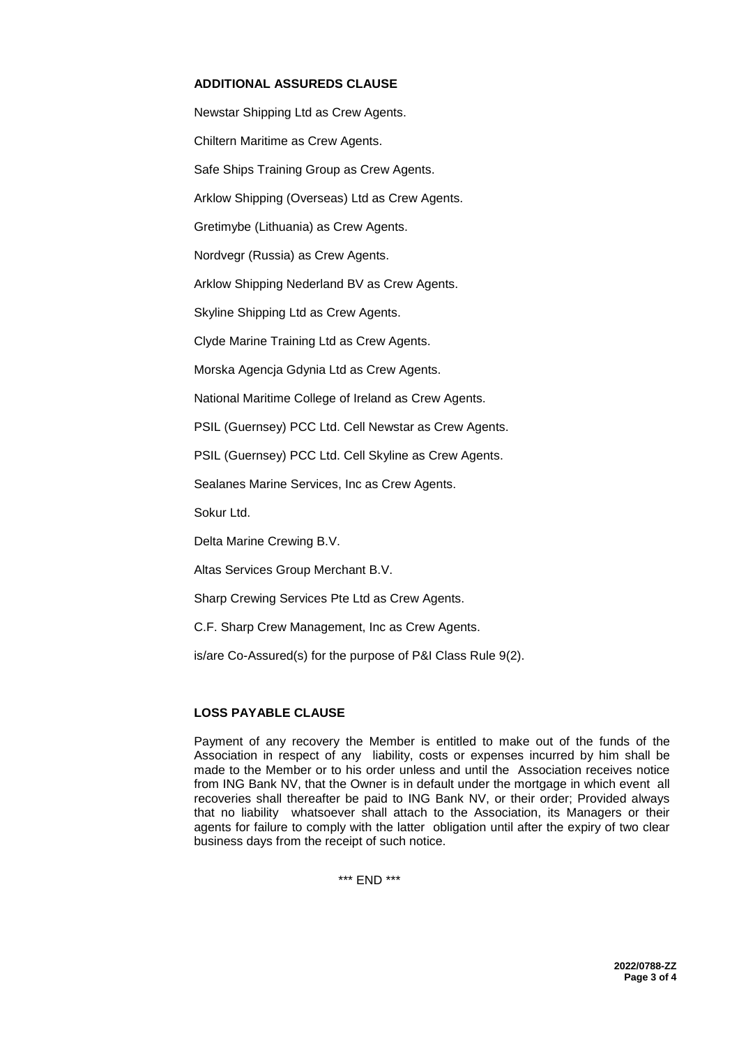**ADDITIONAL ASSUREDS CLAUSE**

Newstar Shipping Ltd as Crew Agents.

Chiltern Maritime as Crew Agents.

Safe Ships Training Group as Crew Agents.

Arklow Shipping (Overseas) Ltd as Crew Agents.

Gretimybe (Lithuania) as Crew Agents.

Nordvegr (Russia) as Crew Agents.

Arklow Shipping Nederland BV as Crew Agents.

Skyline Shipping Ltd as Crew Agents.

Clyde Marine Training Ltd as Crew Agents.

Morska Agencja Gdynia Ltd as Crew Agents.

National Maritime College of Ireland as Crew Agents.

PSIL (Guernsey) PCC Ltd. Cell Newstar as Crew Agents.

PSIL (Guernsey) PCC Ltd. Cell Skyline as Crew Agents.

Sealanes Marine Services, Inc as Crew Agents.

Sokur Ltd.

Delta Marine Crewing B.V.

Altas Services Group Merchant B.V.

Sharp Crewing Services Pte Ltd as Crew Agents.

C.F. Sharp Crew Management, Inc as Crew Agents.

is/are Co-Assured(s) for the purpose of P&I Class Rule 9(2).

**LOSS PAYABLE CLAUSE**

Payment of any recovery the Member is entitled to make out of the funds of the Association in respect of any liability, costs or expenses incurred by him shall be made to the Member or to his order unless and until the Association receives notice from ING Bank NV, that the Owner is in default under the mortgage in which event all recoveries shall thereafter be paid to ING Bank NV, or their order; Provided always that no liability whatsoever shall attach to the Association, its Managers or their agents for failure to comply with the latter obligation until after the expiry of two clear business days from the receipt of such notice.

\*\*\* END \*\*\*

2022/0788-ZZ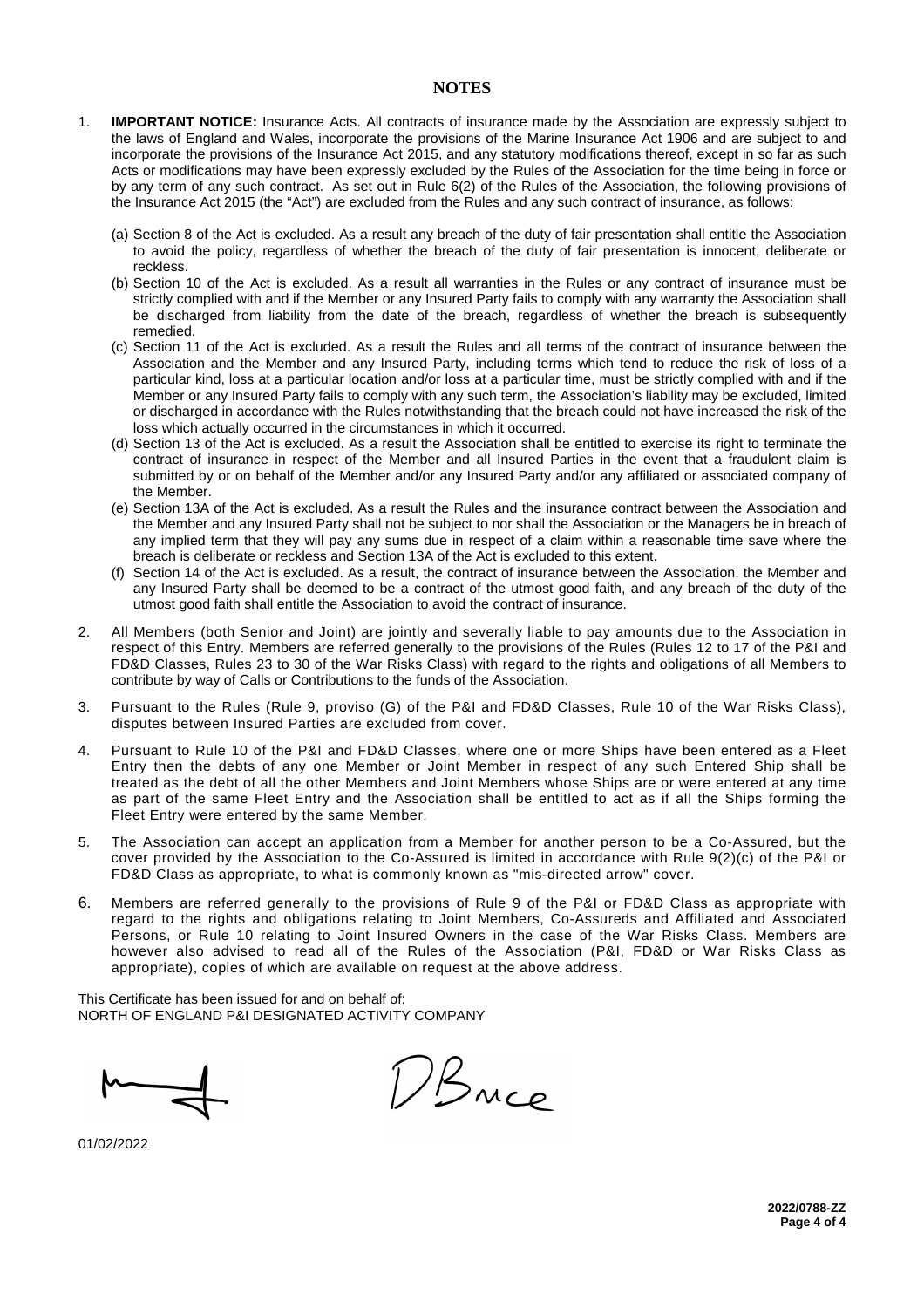# NOTES

1. **IMPORTANT NOTICE:** Insurance Acts. All contracts of insurance made by the Association are expressly subject to the laws of England and Wales, incorporate the provisions of the Marine Insurance Act 1906 and are subject to and incorporate the provisions of the Insurance Act 2015, and any statutory modifications thereof, except in so far as such Acts or modifications may have been expressly excluded by the Rules of the Association for the time being in force or by any term of any such contract. As set out in Rule 6(2) of the Rules of the Association, the following provisions of the Insurance Act 2015 (the "Act") are excluded from the Rules and any such contract of insurance, as follows:

   (a) Section 8 of the Act is excluded. As a result any breach of the duty of fair presentation shall entitle the Association to avoid the policy, regardless of whether the breach of the duty of fair presentation is innocent, deliberate or reckless.
   (b) Section 10 of the Act is excluded. As a result all warranties in the Rules or any contract of insurance must be strictly complied with and if the Member or any Insured Party fails to comply with any warranty the Association shall be discharged from liability from the date of the breach, regardless of whether the breach is subsequently remedied.
   (c) Section 11 of the Act is excluded. As a result the Rules and all terms of the contract of insurance between the Association and the Member and any Insured Party, including terms which tend to reduce the risk of loss of a particular kind, loss at a particular location and/or loss at a particular time, must be strictly complied with and if the Member or any Insured Party fails to comply with any such term, the Association's liability may be excluded, limited or discharged in accordance with the Rules notwithstanding that the breach could not have increased the risk of the loss which actually occurred in the circumstances in which it occurred.
   (d) Section 13 of the Act is excluded. As a result the Association shall be entitled to exercise its right to terminate the contract of insurance in respect of the Member and all Insured Parties in the event that a fraudulent claim is submitted by or on behalf of the Member and/or any Insured Party and/or any affiliated or associated company of the Member.
   (e) Section 13A of the Act is excluded. As a result the Rules and the insurance contract between the Association and the Member and any Insured Party shall not be subject to nor shall the Association or the Managers be in breach of any implied term that they will pay any sums due in respect of a claim within a reasonable time save where the breach is deliberate or reckless and Section 13A of the Act is excluded to this extent.
   (f) Section 14 of the Act is excluded. As a result, the contract of insurance between the Association, the Member and any Insured Party shall be deemed to be a contract of the utmost good faith, and any breach of the duty of the utmost good faith shall entitle the Association to avoid the contract of insurance.

2. All Members (both Senior and Joint) are jointly and severally liable to pay amounts due to the Association in respect of this Entry. Members are referred generally to the provisions of the Rules (Rules 12 to 17 of the P&I and FD&D Classes, Rules 23 to 30 of the War Risks Class) with regard to the rights and obligations of all Members to contribute by way of Calls or Contributions to the funds of the Association.

3. Pursuant to the Rules (Rule 9, proviso (G) of the P&I and FD&D Classes, Rule 10 of the War Risks Class), disputes between Insured Parties are excluded from cover.

4. Pursuant to Rule 10 of the P&I and FD&D Classes, where one or more Ships have been entered as a Fleet Entry then the debts of any one Member or Joint Member in respect of any such Entered Ship shall be treated as the debt of all the other Members and Joint Members whose Ships are or were entered at any time as part of the same Fleet Entry and the Association shall be entitled to act as if all the Ships forming the Fleet Entry were entered by the same Member.

5. The Association can accept an application from a Member for another person to be a Co-Assured, but the cover provided by the Association to the Co-Assured is limited in accordance with Rule 9(2)(c) of the P&I or FD&D Class as appropriate, to what is commonly known as "mis-directed arrow" cover.

6. Members are referred generally to the provisions of Rule 9 of the P&I or FD&D Class as appropriate with regard to the rights and obligations relating to Joint Members, Co-Assureds and Affiliated and Associated Persons, or Rule 10 relating to Joint Insured Owners in the case of the War Risks Class. Members are however also advised to read all of the Rules of the Association (P&I, FD&D or War Risks Class as appropriate), copies of which are available on request at the above address.

This Certificate has been issued for and on behalf of:
NORTH OF ENGLAND P&I DESIGNATED ACTIVITY COMPANY

DBruce

01/02/2022

2022/0788-ZZ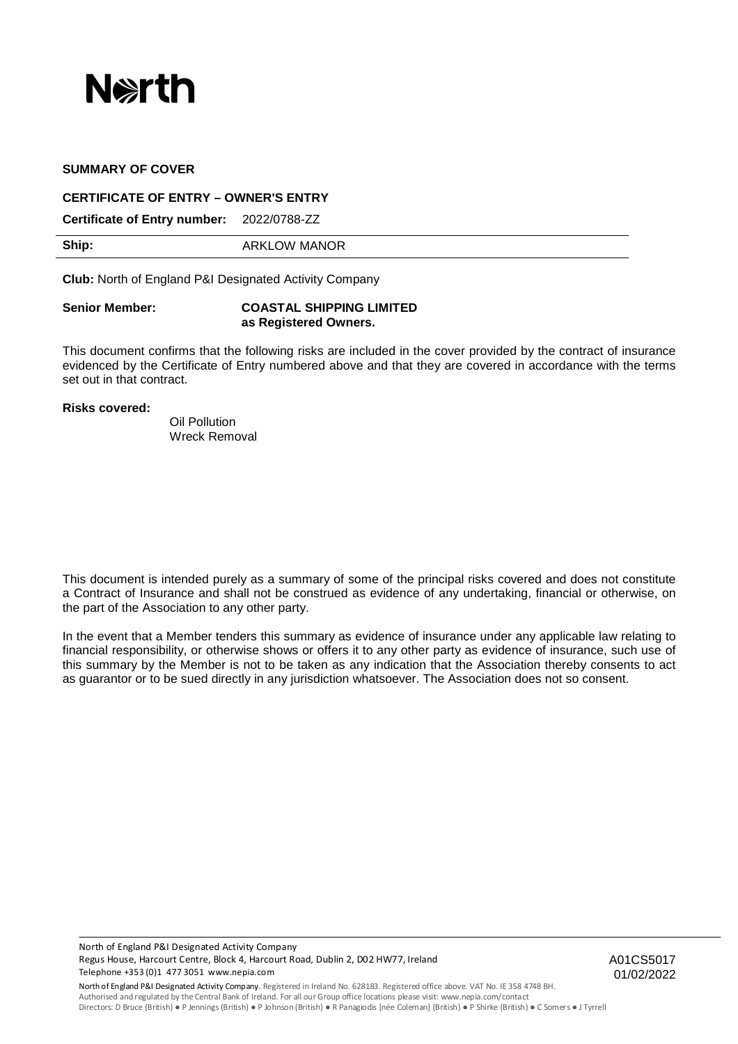North

**SUMMARY OF COVER**

**CERTIFICATE OF ENTRY – OWNER'S ENTRY**

**Certificate of Entry number:** 2022/0788-ZZ

**Ship:** ARKLOW MANOR

**Club:** North of England P&I Designated Activity Company

**Senior Member:** **COASTAL SHIPPING LIMITED as Registered Owners.**

This document confirms that the following risks are included in the cover provided by the contract of insurance evidenced by the Certificate of Entry numbered above and that they are covered in accordance with the terms set out in that contract.

**Risks covered:**

Oil Pollution
Wreck Removal

This document is intended purely as a summary of some of the principal risks covered and does not constitute a Contract of Insurance and shall not be construed as evidence of any undertaking, financial or otherwise, on the part of the Association to any other party.

In the event that a Member tenders this summary as evidence of insurance under any applicable law relating to financial responsibility, or otherwise shows or offers it to any other party as evidence of insurance, such use of this summary by the Member is not to be taken as any indication that the Association thereby consents to act as guarantor or to be sued directly in any jurisdiction whatsoever. The Association does not so consent.

North of England P&I Designated Activity Company
Regus House, Harcourt Centre, Block 4, Harcourt Road, Dublin 2, D02 HW77, Ireland
Telephone +353 (0)1 477 3051 www.nepia.com

A01CS5017
01/02/2022

North of England P&I Designated Activity Company. Registered in Ireland No. 628183. Registered office above. VAT No. IE 358 4748 BH.
Authorised and regulated by the Central Bank of Ireland. For all our Group office locations please visit: www.nepia.com/contact
Directors: D Bruce (British) ● P Jennings (British) ● P Johnson (British) ● R Panagiodis [née Coleman] (British) ● P Shirke (British) ● C Somers ● J Tyrrell